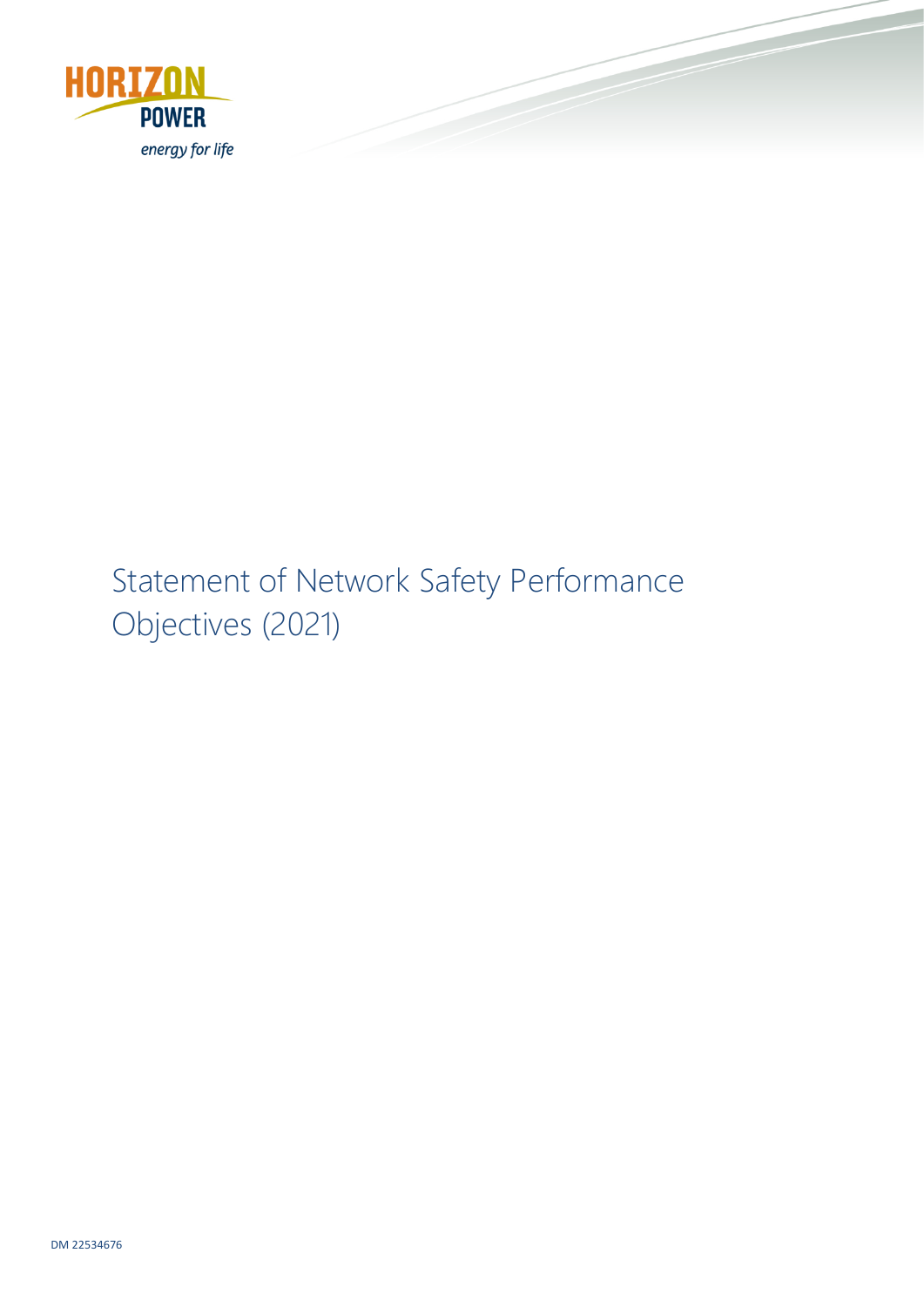HORIZON POWER

*energy for life*

# Statement of Network Safety Performance Objectives (2021)

DM 22534676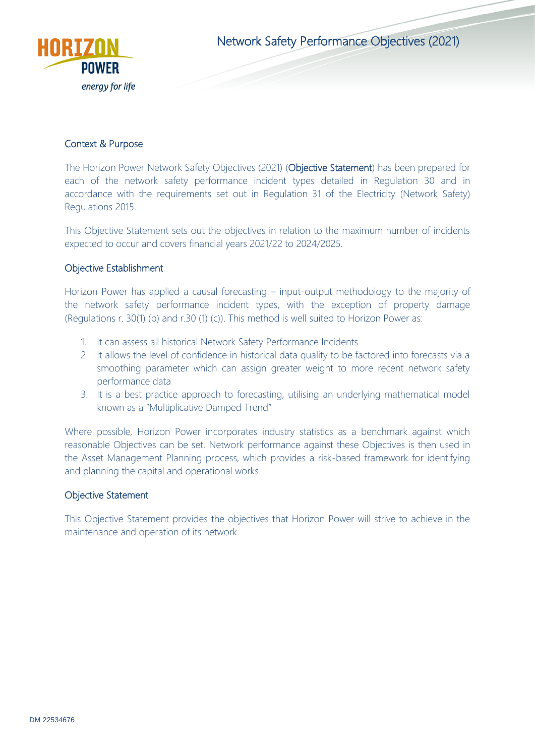## Context & Purpose

The Horizon Power Network Safety Objectives (2021) (**Objective Statement**) has been prepared for each of the network safety performance incident types detailed in Regulation 30 and in accordance with the requirements set out in Regulation 31 of the Electricity (Network Safety) Regulations 2015.

This Objective Statement sets out the objectives in relation to the maximum number of incidents expected to occur and covers financial years 2021/22 to 2024/2025.

## Objective Establishment

Horizon Power has applied a causal forecasting – input-output methodology to the majority of the network safety performance incident types, with the exception of property damage (Regulations r. 30(1) (b) and r.30 (1) (c)). This method is well suited to Horizon Power as:

1. It can assess all historical Network Safety Performance Incidents
2. It allows the level of confidence in historical data quality to be factored into forecasts via a smoothing parameter which can assign greater weight to more recent network safety performance data
3. It is a best practice approach to forecasting, utilising an underlying mathematical model known as a "Multiplicative Damped Trend"

Where possible, Horizon Power incorporates industry statistics as a benchmark against which reasonable Objectives can be set. Network performance against these Objectives is then used in the Asset Management Planning process, which provides a risk-based framework for identifying and planning the capital and operational works.

## Objective Statement

This Objective Statement provides the objectives that Horizon Power will strive to achieve in the maintenance and operation of its network.

DM 22534676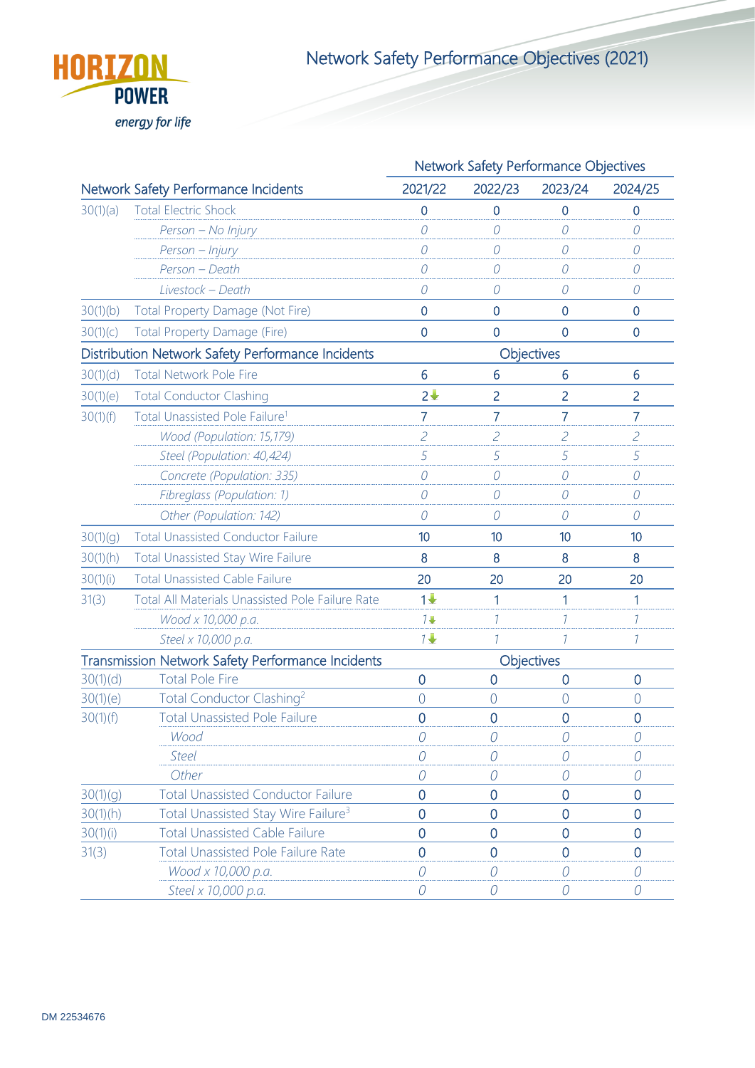# Network Safety Performance Objectives (2021)

| Network Safety Performance Incidents | | Network Safety Performance Objectives | | | |
|---|---|---|---|---|---|
| | | 2021/22 | 2022/23 | 2023/24 | 2024/25 |
| 30(1)(a) | Total Electric Shock | 0 | 0 | 0 | 0 |
| | *Person – No Injury* | *0* | *0* | *0* | *0* |
| | *Person – Injury* | *0* | *0* | *0* | *0* |
| | *Person – Death* | *0* | *0* | *0* | *0* |
| | *Livestock – Death* | *0* | *0* | *0* | *0* |
| 30(1)(b) | Total Property Damage (Not Fire) | 0 | 0 | 0 | 0 |
| 30(1)(c) | Total Property Damage (Fire) | 0 | 0 | 0 | 0 |
| **Distribution Network Safety Performance Incidents** | | **Objectives** | | | |
| 30(1)(d) | Total Network Pole Fire | 6 | 6 | 6 | 6 |
| 30(1)(e) | Total Conductor Clashing | 2 ↓ | 2 | 2 | 2 |
| 30(1)(f) | Total Unassisted Pole Failure[1] | 7 | 7 | 7 | 7 |
| | *Wood (Population: 15,179)* | *2* | *2* | *2* | *2* |
| | *Steel (Population: 40,424)* | *5* | *5* | *5* | *5* |
| | *Concrete (Population: 335)* | *0* | *0* | *0* | *0* |
| | *Fibreglass (Population: 1)* | *0* | *0* | *0* | *0* |
| | *Other (Population: 142)* | *0* | *0* | *0* | *0* |
| 30(1)(g) | Total Unassisted Conductor Failure | 10 | 10 | 10 | 10 |
| 30(1)(h) | Total Unassisted Stay Wire Failure | 8 | 8 | 8 | 8 |
| 30(1)(i) | Total Unassisted Cable Failure | 20 | 20 | 20 | 20 |
| 31(3) | Total All Materials Unassisted Pole Failure Rate | 1 ↓ | 1 | 1 | 1 |
| | *Wood x 10,000 p.a.* | *1* ↓ | *1* | *1* | *1* |
| | *Steel x 10,000 p.a.* | *1* ↓ | *1* | *1* | *1* |
| **Transmission Network Safety Performance Incidents** | | **Objectives** | | | |
| 30(1)(d) | Total Pole Fire | 0 | 0 | 0 | 0 |
| 30(1)(e) | Total Conductor Clashing[2] | 0 | 0 | 0 | 0 |
| 30(1)(f) | Total Unassisted Pole Failure | 0 | 0 | 0 | 0 |
| | *Wood* | *0* | *0* | *0* | *0* |
| | *Steel* | *0* | *0* | *0* | *0* |
| | *Other* | *0* | *0* | *0* | *0* |
| 30(1)(g) | Total Unassisted Conductor Failure | 0 | 0 | 0 | 0 |
| 30(1)(h) | Total Unassisted Stay Wire Failure[3] | 0 | 0 | 0 | 0 |
| 30(1)(i) | Total Unassisted Cable Failure | 0 | 0 | 0 | 0 |
| 31(3) | Total Unassisted Pole Failure Rate | 0 | 0 | 0 | 0 |
| | *Wood x 10,000 p.a.* | *0* | *0* | *0* | *0* |
| | *Steel x 10,000 p.a.* | *0* | *0* | *0* | *0* |

DM 22534676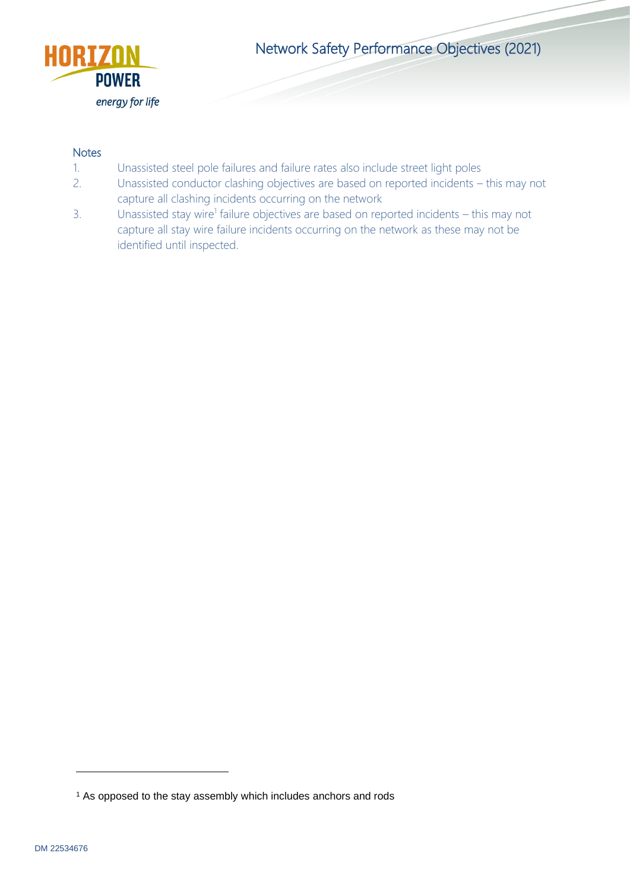## Notes

1. Unassisted steel pole failures and failure rates also include street light poles
2. Unassisted conductor clashing objectives are based on reported incidents – this may not capture all clashing incidents occurring on the network
3. Unassisted stay wire[1] failure objectives are based on reported incidents – this may not capture all stay wire failure incidents occurring on the network as these may not be identified until inspected.

[1] As opposed to the stay assembly which includes anchors and rods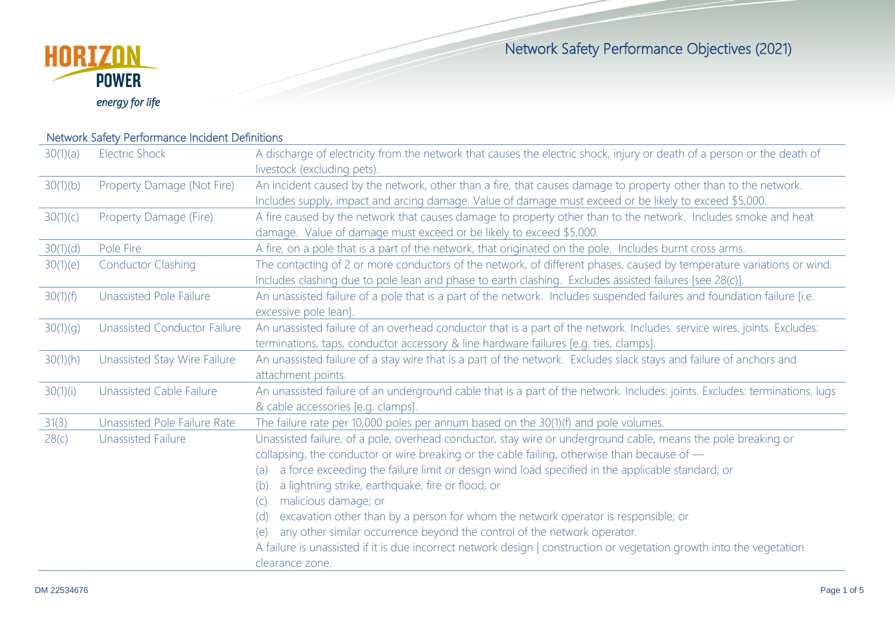# Network Safety Performance Objectives (2021)

## Network Safety Performance Incident Definitions

| | | |
|---|---|---|
| 30(1)(a) | Electric Shock | A discharge of electricity from the network that causes the electric shock, injury or death of a person or the death of livestock (excluding pets). |
| 30(1)(b) | Property Damage (Not Fire) | An incident caused by the network, other than a fire, that causes damage to property other than to the network. Includes supply, impact and arcing damage. Value of damage must exceed or be likely to exceed $5,000. |
| 30(1)(c) | Property Damage (Fire) | A fire caused by the network that causes damage to property other than to the network. Includes smoke and heat damage. Value of damage must exceed or be likely to exceed $5,000. |
| 30(1)(d) | Pole Fire | A fire, on a pole that is a part of the network, that originated on the pole. Includes burnt cross arms. |
| 30(1)(e) | Conductor Clashing | The contacting of 2 or more conductors of the network, of different phases, caused by temperature variations or wind. Includes clashing due to pole lean and phase to earth clashing. Excludes assisted failures [see 28(c)]. |
| 30(1)(f) | Unassisted Pole Failure | An unassisted failure of a pole that is a part of the network. Includes suspended failures and foundation failure [i.e. excessive pole lean]. |
| 30(1)(g) | Unassisted Conductor Failure | An unassisted failure of an overhead conductor that is a part of the network. Includes: service wires, joints. Excludes: terminations, taps, conductor accessory & line hardware failures [e.g. ties, clamps]. |
| 30(1)(h) | Unassisted Stay Wire Failure | An unassisted failure of a stay wire that is a part of the network. Excludes slack stays and failure of anchors and attachment points. |
| 30(1)(i) | Unassisted Cable Failure | An unassisted failure of an underground cable that is a part of the network. Includes: joints. Excludes: terminations, lugs & cable accessories [e.g. clamps]. |
| 31(3) | Unassisted Pole Failure Rate | The failure rate per 10,000 poles per annum based on the 30(1)(f) and pole volumes. |
| 28(c) | Unassisted Failure | Unassisted failure, of a pole, overhead conductor, stay wire or underground cable, means the pole breaking or collapsing, the conductor or wire breaking or the cable failing, otherwise than because of — (a) a force exceeding the failure limit or design wind load specified in the applicable standard; or (b) a lightning strike, earthquake, fire or flood; or (c) malicious damage; or (d) excavation other than by a person for whom the network operator is responsible; or (e) any other similar occurrence beyond the control of the network operator. A failure is unassisted if it is due incorrect network design \| construction or vegetation growth into the vegetation clearance zone. |

DM 22534676